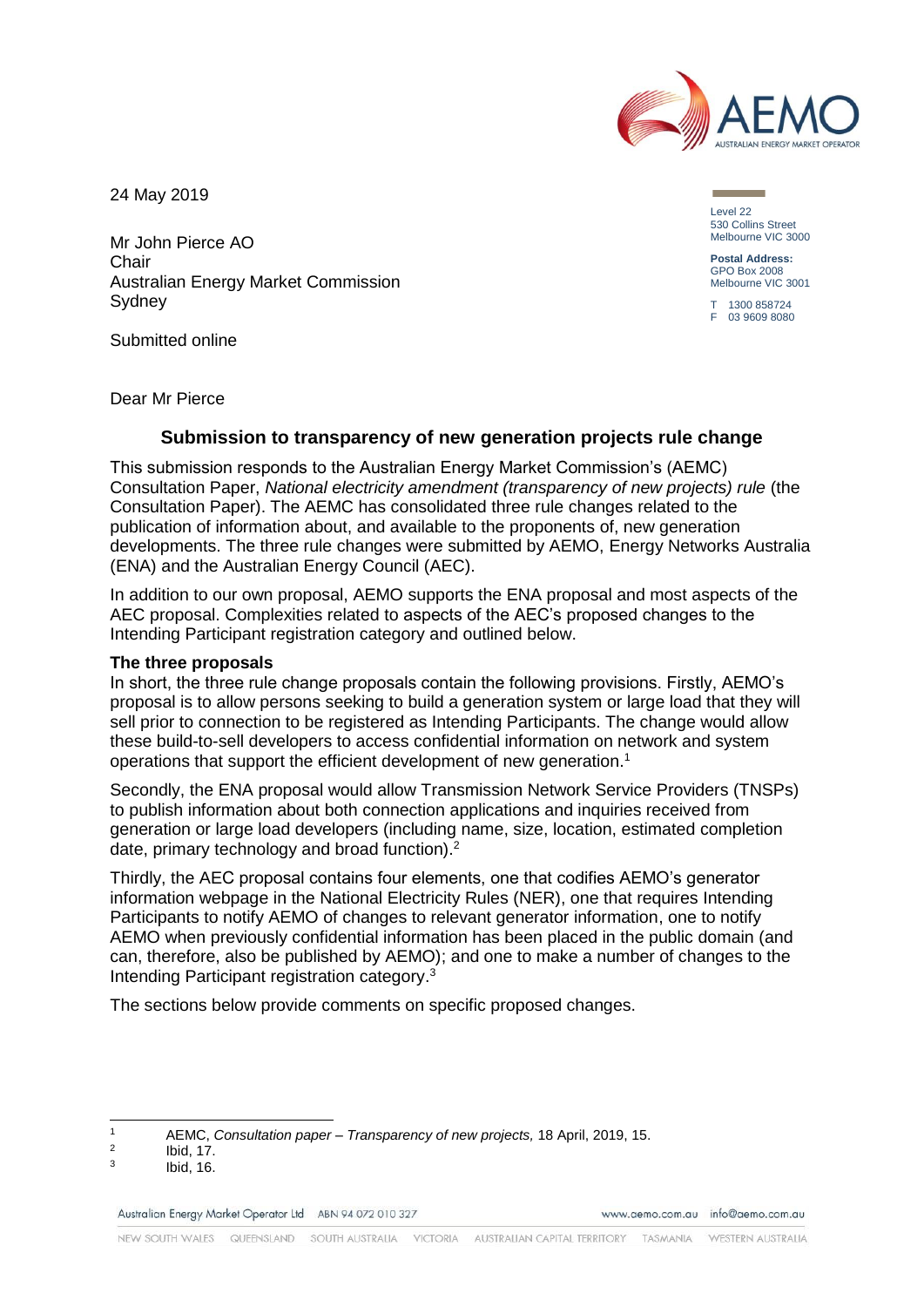24 May 2019

Level 22
530 Collins Street
Melbourne VIC 3000

**Postal Address:**
GPO Box 2008
Melbourne VIC 3001

T 1300 858724
F 03 9609 8080

Mr John Pierce AO
Chair
Australian Energy Market Commission
Sydney

Submitted online

Dear Mr Pierce

## Submission to transparency of new generation projects rule change

This submission responds to the Australian Energy Market Commission's (AEMC) Consultation Paper, *National electricity amendment (transparency of new projects) rule* (the Consultation Paper). The AEMC has consolidated three rule changes related to the publication of information about, and available to the proponents of, new generation developments. The three rule changes were submitted by AEMO, Energy Networks Australia (ENA) and the Australian Energy Council (AEC).

In addition to our own proposal, AEMO supports the ENA proposal and most aspects of the AEC proposal. Complexities related to aspects of the AEC's proposed changes to the Intending Participant registration category and outlined below.

**The three proposals**

In short, the three rule change proposals contain the following provisions. Firstly, AEMO's proposal is to allow persons seeking to build a generation system or large load that they will sell prior to connection to be registered as Intending Participants. The change would allow these build-to-sell developers to access confidential information on network and system operations that support the efficient development of new generation.[1]

Secondly, the ENA proposal would allow Transmission Network Service Providers (TNSPs) to publish information about both connection applications and inquiries received from generation or large load developers (including name, size, location, estimated completion date, primary technology and broad function).[2]

Thirdly, the AEC proposal contains four elements, one that codifies AEMO's generator information webpage in the National Electricity Rules (NER), one that requires Intending Participants to notify AEMO of changes to relevant generator information, one to notify AEMO when previously confidential information has been placed in the public domain (and can, therefore, also be published by AEMO); and one to make a number of changes to the Intending Participant registration category.[3]

The sections below provide comments on specific proposed changes.

---

1 AEMC, *Consultation paper – Transparency of new projects,* 18 April, 2019, 15.
2 Ibid, 17.
3 Ibid, 16.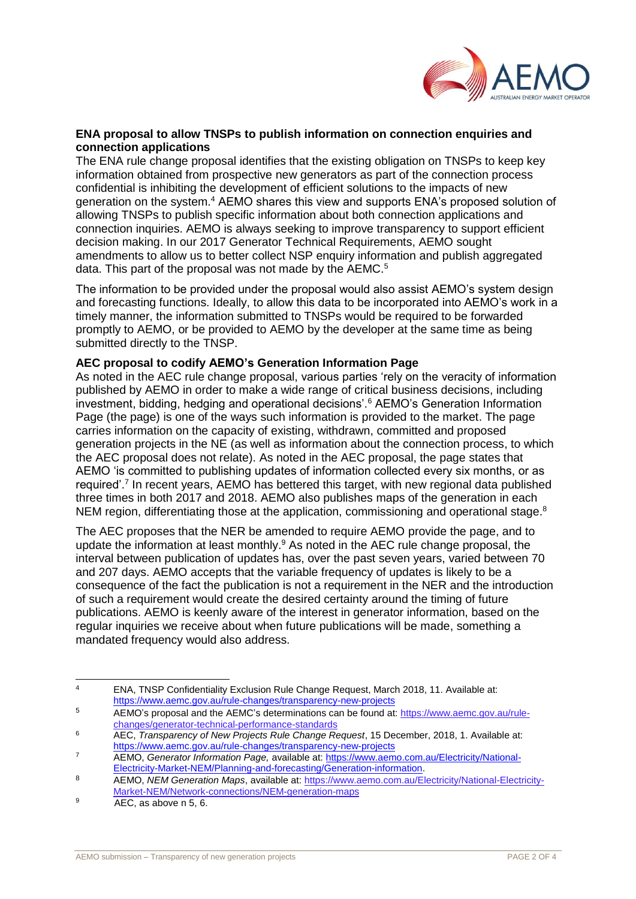**ENA proposal to allow TNSPs to publish information on connection enquiries and connection applications**

The ENA rule change proposal identifies that the existing obligation on TNSPs to keep key information obtained from prospective new generators as part of the connection process confidential is inhibiting the development of efficient solutions to the impacts of new generation on the system.[4] AEMO shares this view and supports ENA's proposed solution of allowing TNSPs to publish specific information about both connection applications and connection inquiries. AEMO is always seeking to improve transparency to support efficient decision making. In our 2017 Generator Technical Requirements, AEMO sought amendments to allow us to better collect NSP enquiry information and publish aggregated data. This part of the proposal was not made by the AEMC.[5]

The information to be provided under the proposal would also assist AEMO's system design and forecasting functions. Ideally, to allow this data to be incorporated into AEMO's work in a timely manner, the information submitted to TNSPs would be required to be forwarded promptly to AEMO, or be provided to AEMO by the developer at the same time as being submitted directly to the TNSP.

**AEC proposal to codify AEMO's Generation Information Page**

As noted in the AEC rule change proposal, various parties 'rely on the veracity of information published by AEMO in order to make a wide range of critical business decisions, including investment, bidding, hedging and operational decisions'.[6] AEMO's Generation Information Page (the page) is one of the ways such information is provided to the market. The page carries information on the capacity of existing, withdrawn, committed and proposed generation projects in the NE (as well as information about the connection process, to which the AEC proposal does not relate). As noted in the AEC proposal, the page states that AEMO 'is committed to publishing updates of information collected every six months, or as required'.[7] In recent years, AEMO has bettered this target, with new regional data published three times in both 2017 and 2018. AEMO also publishes maps of the generation in each NEM region, differentiating those at the application, commissioning and operational stage.[8]

The AEC proposes that the NER be amended to require AEMO provide the page, and to update the information at least monthly.[9] As noted in the AEC rule change proposal, the interval between publication of updates has, over the past seven years, varied between 70 and 207 days. AEMO accepts that the variable frequency of updates is likely to be a consequence of the fact the publication is not a requirement in the NER and the introduction of such a requirement would create the desired certainty around the timing of future publications. AEMO is keenly aware of the interest in generator information, based on the regular inquiries we receive about when future publications will be made, something a mandated frequency would also address.

---

[4] ENA, TNSP Confidentiality Exclusion Rule Change Request, March 2018, 11. Available at: https://www.aemc.gov.au/rule-changes/transparency-new-projects

[5] AEMO's proposal and the AEMC's determinations can be found at: https://www.aemc.gov.au/rule-changes/generator-technical-performance-standards

[6] AEC, *Transparency of New Projects Rule Change Request*, 15 December, 2018, 1. Available at: https://www.aemc.gov.au/rule-changes/transparency-new-projects

[7] AEMO, *Generator Information Page,* available at: https://www.aemo.com.au/Electricity/National-Electricity-Market-NEM/Planning-and-forecasting/Generation-information.

[8] AEMO, *NEM Generation Maps*, available at: https://www.aemo.com.au/Electricity/National-Electricity-Market-NEM/Network-connections/NEM-generation-maps

[9] AEC, as above n 5, 6.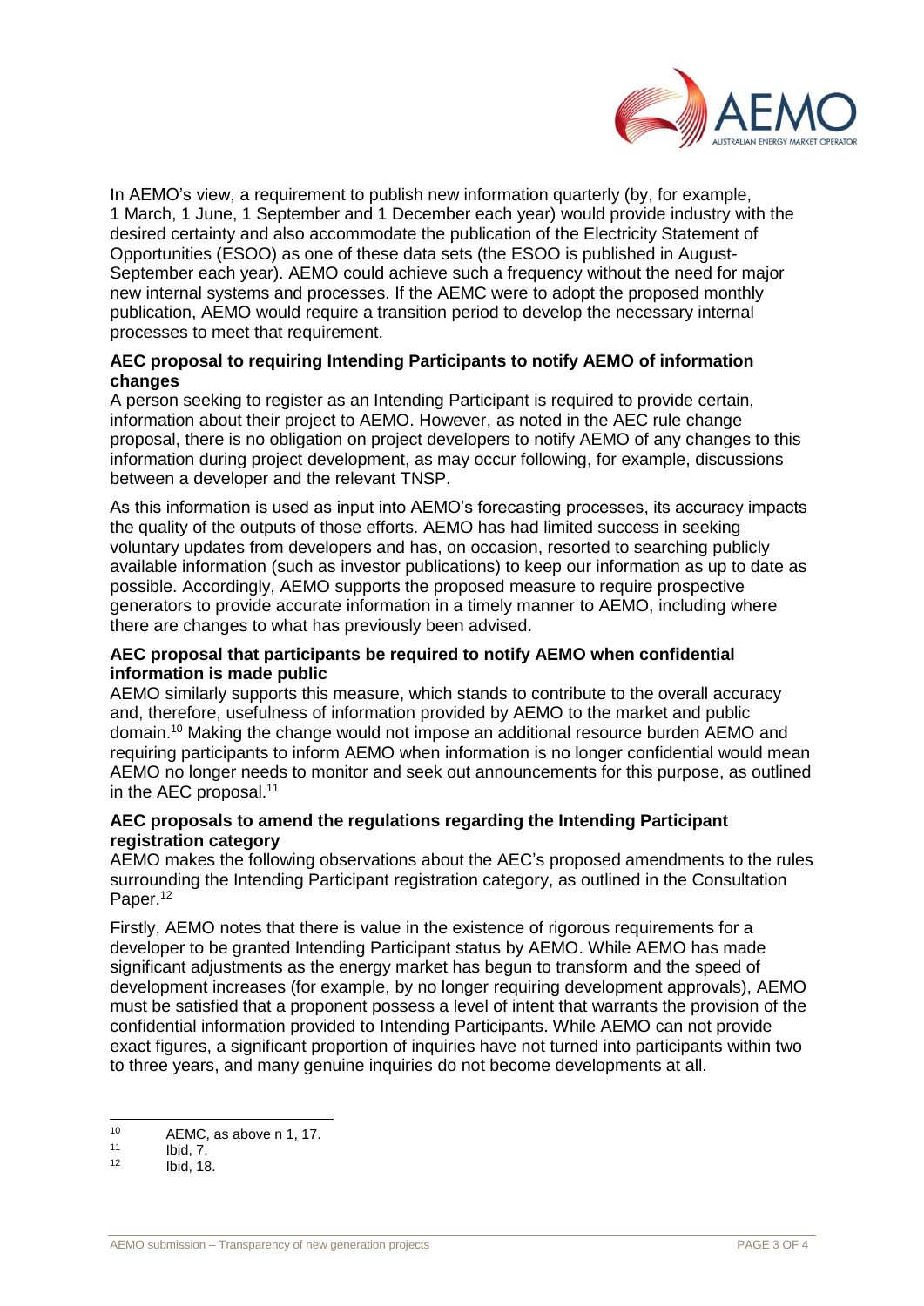In AEMO's view, a requirement to publish new information quarterly (by, for example, 1 March, 1 June, 1 September and 1 December each year) would provide industry with the desired certainty and also accommodate the publication of the Electricity Statement of Opportunities (ESOO) as one of these data sets (the ESOO is published in August-September each year). AEMO could achieve such a frequency without the need for major new internal systems and processes. If the AEMC were to adopt the proposed monthly publication, AEMO would require a transition period to develop the necessary internal processes to meet that requirement.

**AEC proposal to requiring Intending Participants to notify AEMO of information changes**

A person seeking to register as an Intending Participant is required to provide certain, information about their project to AEMO. However, as noted in the AEC rule change proposal, there is no obligation on project developers to notify AEMO of any changes to this information during project development, as may occur following, for example, discussions between a developer and the relevant TNSP.

As this information is used as input into AEMO's forecasting processes, its accuracy impacts the quality of the outputs of those efforts. AEMO has had limited success in seeking voluntary updates from developers and has, on occasion, resorted to searching publicly available information (such as investor publications) to keep our information as up to date as possible. Accordingly, AEMO supports the proposed measure to require prospective generators to provide accurate information in a timely manner to AEMO, including where there are changes to what has previously been advised.

**AEC proposal that participants be required to notify AEMO when confidential information is made public**

AEMO similarly supports this measure, which stands to contribute to the overall accuracy and, therefore, usefulness of information provided by AEMO to the market and public domain.[10] Making the change would not impose an additional resource burden AEMO and requiring participants to inform AEMO when information is no longer confidential would mean AEMO no longer needs to monitor and seek out announcements for this purpose, as outlined in the AEC proposal.[11]

**AEC proposals to amend the regulations regarding the Intending Participant registration category**

AEMO makes the following observations about the AEC's proposed amendments to the rules surrounding the Intending Participant registration category, as outlined in the Consultation Paper.[12]

Firstly, AEMO notes that there is value in the existence of rigorous requirements for a developer to be granted Intending Participant status by AEMO. While AEMO has made significant adjustments as the energy market has begun to transform and the speed of development increases (for example, by no longer requiring development approvals), AEMO must be satisfied that a proponent possess a level of intent that warrants the provision of the confidential information provided to Intending Participants. While AEMO can not provide exact figures, a significant proportion of inquiries have not turned into participants within two to three years, and many genuine inquiries do not become developments at all.

---

[10] AEMC, as above n 1, 17.

[11] Ibid, 7.

[12] Ibid, 18.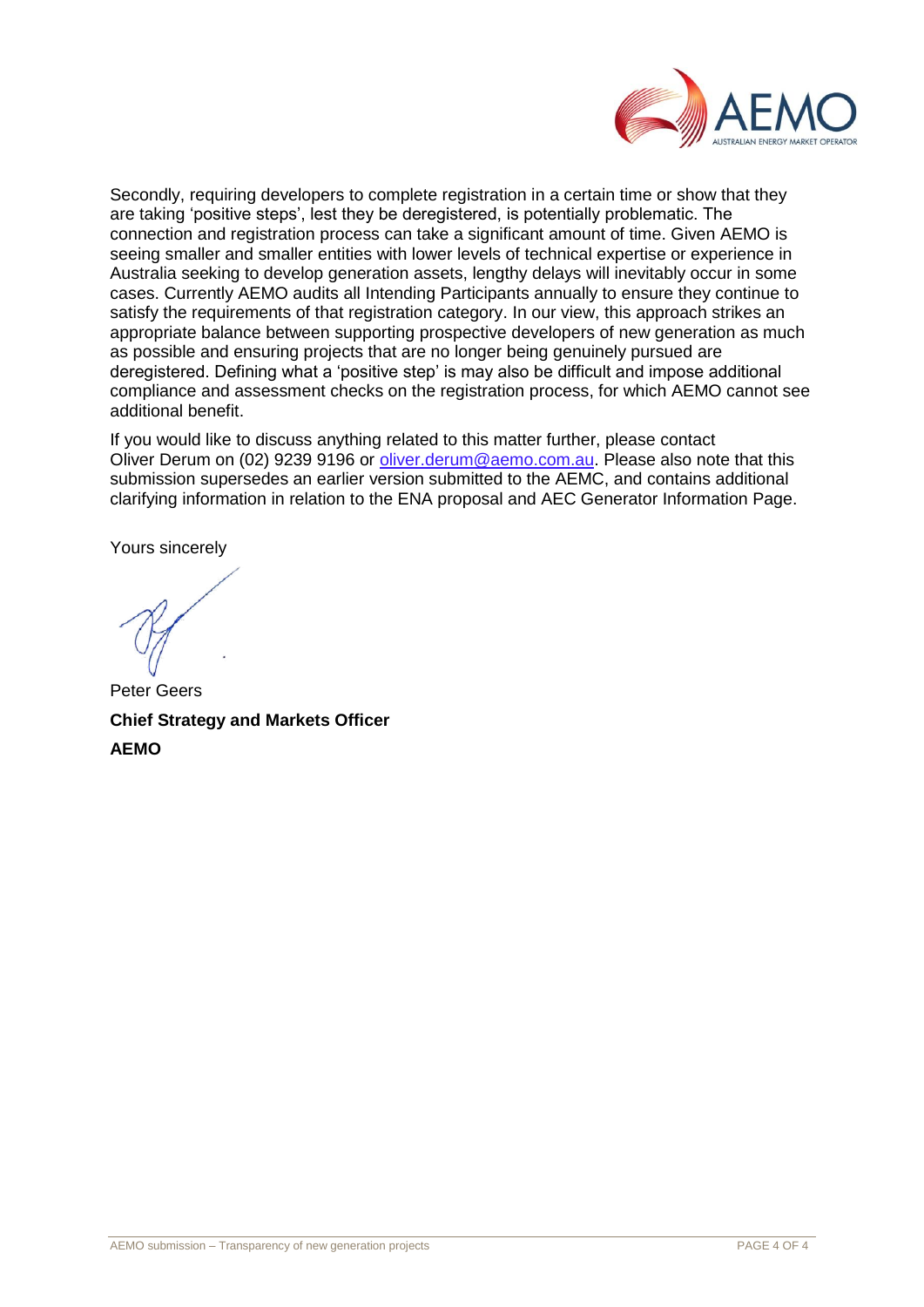Secondly, requiring developers to complete registration in a certain time or show that they are taking 'positive steps', lest they be deregistered, is potentially problematic. The connection and registration process can take a significant amount of time. Given AEMO is seeing smaller and smaller entities with lower levels of technical expertise or experience in Australia seeking to develop generation assets, lengthy delays will inevitably occur in some cases. Currently AEMO audits all Intending Participants annually to ensure they continue to satisfy the requirements of that registration category. In our view, this approach strikes an appropriate balance between supporting prospective developers of new generation as much as possible and ensuring projects that are no longer being genuinely pursued are deregistered. Defining what a 'positive step' is may also be difficult and impose additional compliance and assessment checks on the registration process, for which AEMO cannot see additional benefit.

If you would like to discuss anything related to this matter further, please contact Oliver Derum on (02) 9239 9196 or oliver.derum@aemo.com.au. Please also note that this submission supersedes an earlier version submitted to the AEMC, and contains additional clarifying information in relation to the ENA proposal and AEC Generator Information Page.

Yours sincerely

Peter Geers

**Chief Strategy and Markets Officer**

**AEMO**